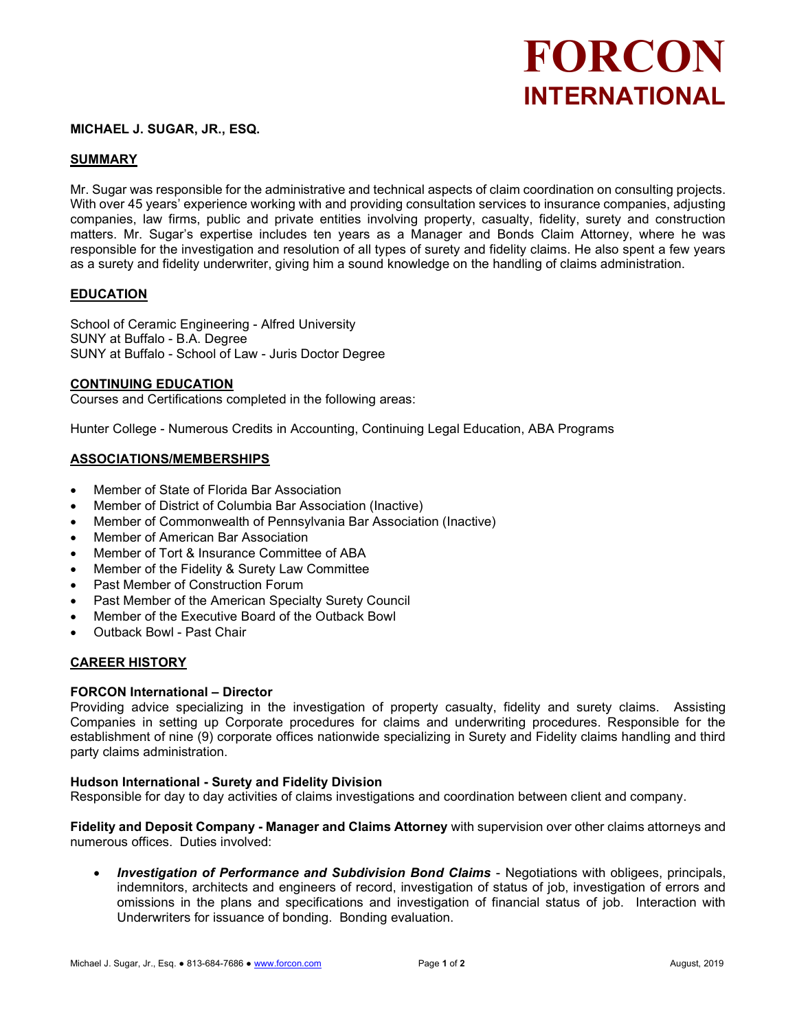# FORCON INTERNATIONAL

**MICHAEL J. SUGAR, JR., ESQ.**

## SUMMARY

Mr. Sugar was responsible for the administrative and technical aspects of claim coordination on consulting projects. With over 45 years' experience working with and providing consultation services to insurance companies, adjusting companies, law firms, public and private entities involving property, casualty, fidelity, surety and construction matters. Mr. Sugar's expertise includes ten years as a Manager and Bonds Claim Attorney, where he was responsible for the investigation and resolution of all types of surety and fidelity claims. He also spent a few years as a surety and fidelity underwriter, giving him a sound knowledge on the handling of claims administration.

## EDUCATION

School of Ceramic Engineering - Alfred University
SUNY at Buffalo - B.A. Degree
SUNY at Buffalo - School of Law - Juris Doctor Degree

## CONTINUING EDUCATION

Courses and Certifications completed in the following areas:

Hunter College - Numerous Credits in Accounting, Continuing Legal Education, ABA Programs

## ASSOCIATIONS/MEMBERSHIPS

- Member of State of Florida Bar Association
- Member of District of Columbia Bar Association (Inactive)
- Member of Commonwealth of Pennsylvania Bar Association (Inactive)
- Member of American Bar Association
- Member of Tort & Insurance Committee of ABA
- Member of the Fidelity & Surety Law Committee
- Past Member of Construction Forum
- Past Member of the American Specialty Surety Council
- Member of the Executive Board of the Outback Bowl
- Outback Bowl - Past Chair

## CAREER HISTORY

**FORCON International – Director**
Providing advice specializing in the investigation of property casualty, fidelity and surety claims. Assisting Companies in setting up Corporate procedures for claims and underwriting procedures. Responsible for the establishment of nine (9) corporate offices nationwide specializing in Surety and Fidelity claims handling and third party claims administration.

**Hudson International - Surety and Fidelity Division**
Responsible for day to day activities of claims investigations and coordination between client and company.

**Fidelity and Deposit Company - Manager and Claims Attorney** with supervision over other claims attorneys and numerous offices. Duties involved:

- ***Investigation of Performance and Subdivision Bond Claims*** - Negotiations with obligees, principals, indemnitors, architects and engineers of record, investigation of status of job, investigation of errors and omissions in the plans and specifications and investigation of financial status of job. Interaction with Underwriters for issuance of bonding. Bonding evaluation.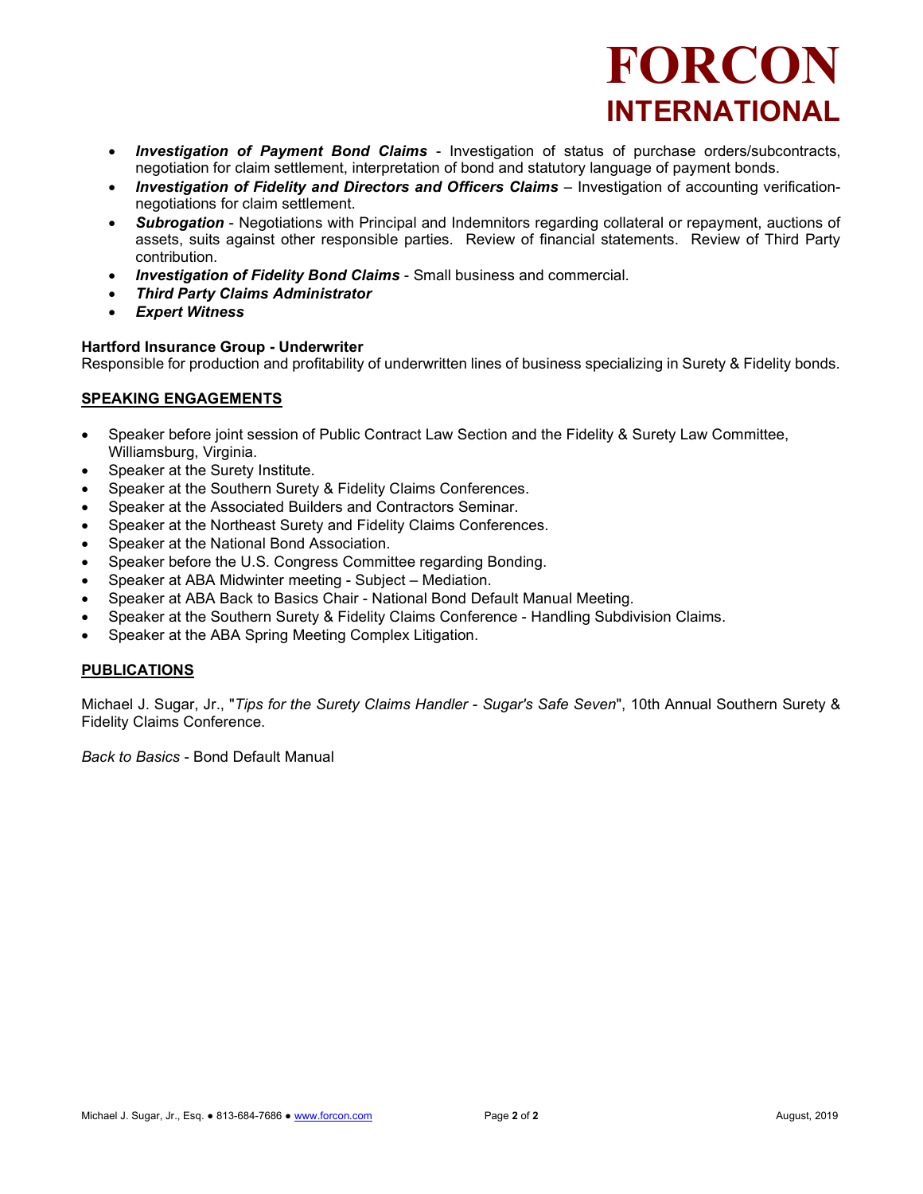- ***Investigation of Payment Bond Claims*** - Investigation of status of purchase orders/subcontracts, negotiation for claim settlement, interpretation of bond and statutory language of payment bonds.
- ***Investigation of Fidelity and Directors and Officers Claims*** – Investigation of accounting verification- negotiations for claim settlement.
- ***Subrogation*** - Negotiations with Principal and Indemnitors regarding collateral or repayment, auctions of assets, suits against other responsible parties. Review of financial statements. Review of Third Party contribution.
- ***Investigation of Fidelity Bond Claims*** - Small business and commercial.
- ***Third Party Claims Administrator***
- ***Expert Witness***

**Hartford Insurance Group - Underwriter**
Responsible for production and profitability of underwritten lines of business specializing in Surety & Fidelity bonds.

## SPEAKING ENGAGEMENTS

- Speaker before joint session of Public Contract Law Section and the Fidelity & Surety Law Committee, Williamsburg, Virginia.
- Speaker at the Surety Institute.
- Speaker at the Southern Surety & Fidelity Claims Conferences.
- Speaker at the Associated Builders and Contractors Seminar.
- Speaker at the Northeast Surety and Fidelity Claims Conferences.
- Speaker at the National Bond Association.
- Speaker before the U.S. Congress Committee regarding Bonding.
- Speaker at ABA Midwinter meeting - Subject – Mediation.
- Speaker at ABA Back to Basics Chair - National Bond Default Manual Meeting.
- Speaker at the Southern Surety & Fidelity Claims Conference - Handling Subdivision Claims.
- Speaker at the ABA Spring Meeting Complex Litigation.

## PUBLICATIONS

Michael J. Sugar, Jr., "*Tips for the Surety Claims Handler - Sugar's Safe Seven*", 10th Annual Southern Surety & Fidelity Claims Conference.

*Back to Basics* - Bond Default Manual